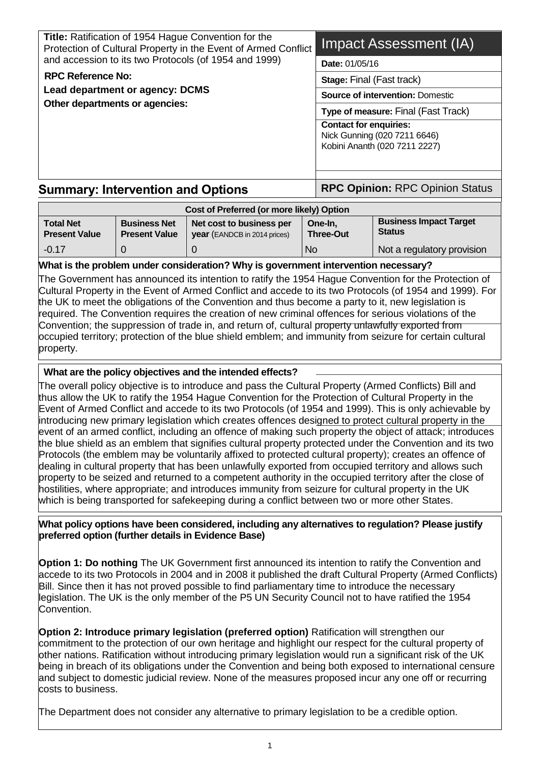**Title:** Ratification of 1954 Hague Convention for the Protection of Cultural Property in the Event of Armed Conflict and accession to its two Protocols (of 1954 and 1999)

**RPC Reference No:**

**Lead department or agency: DCMS**

**Other departments or agencies:**

# Impact Assessment (IA)

**Date:** 01/05/16

**Stage:** Final (Fast track)

**Source of intervention:** Domestic

**Type of measure:** Final (Fast Track)

**Contact for enquiries:**
Nick Gunning (020 7211 6646)
Kobini Ananth (020 7211 2227)

## Summary: Intervention and Options

**RPC Opinion:** RPC Opinion Status

| Cost of Preferred (or more likely) Option | | | | |
|---|---|---|---|---|
| **Total Net Present Value** | **Business Net Present Value** | **Net cost to business per year** (EANDCB in 2014 prices) | **One-In, Three-Out** | **Business Impact Target Status** |
| -0.17 | 0 | 0 | No | Not a regulatory provision |

**What is the problem under consideration? Why is government intervention necessary?**

The Government has announced its intention to ratify the 1954 Hague Convention for the Protection of Cultural Property in the Event of Armed Conflict and accede to its two Protocols (of 1954 and 1999). For the UK to meet the obligations of the Convention and thus become a party to it, new legislation is required. The Convention requires the creation of new criminal offences for serious violations of the Convention; the suppression of trade in, and return of, cultural property unlawfully exported from occupied territory; protection of the blue shield emblem; and immunity from seizure for certain cultural property.

**What are the policy objectives and the intended effects?**

The overall policy objective is to introduce and pass the Cultural Property (Armed Conflicts) Bill and thus allow the UK to ratify the 1954 Hague Convention for the Protection of Cultural Property in the Event of Armed Conflict and accede to its two Protocols (of 1954 and 1999). This is only achievable by introducing new primary legislation which creates offences designed to protect cultural property in the event of an armed conflict, including an offence of making such property the object of attack; introduces the blue shield as an emblem that signifies cultural property protected under the Convention and its two Protocols (the emblem may be voluntarily affixed to protected cultural property); creates an offence of dealing in cultural property that has been unlawfully exported from occupied territory and allows such property to be seized and returned to a competent authority in the occupied territory after the close of hostilities, where appropriate; and introduces immunity from seizure for cultural property in the UK which is being transported for safekeeping during a conflict between two or more other States.

**What policy options have been considered, including any alternatives to regulation? Please justify preferred option (further details in Evidence Base)**

**Option 1: Do nothing** The UK Government first announced its intention to ratify the Convention and accede to its two Protocols in 2004 and in 2008 it published the draft Cultural Property (Armed Conflicts) Bill. Since then it has not proved possible to find parliamentary time to introduce the necessary legislation. The UK is the only member of the P5 UN Security Council not to have ratified the 1954 Convention.

**Option 2: Introduce primary legislation (preferred option)** Ratification will strengthen our commitment to the protection of our own heritage and highlight our respect for the cultural property of other nations. Ratification without introducing primary legislation would run a significant risk of the UK being in breach of its obligations under the Convention and being both exposed to international censure and subject to domestic judicial review. None of the measures proposed incur any one off or recurring costs to business.

The Department does not consider any alternative to primary legislation to be a credible option.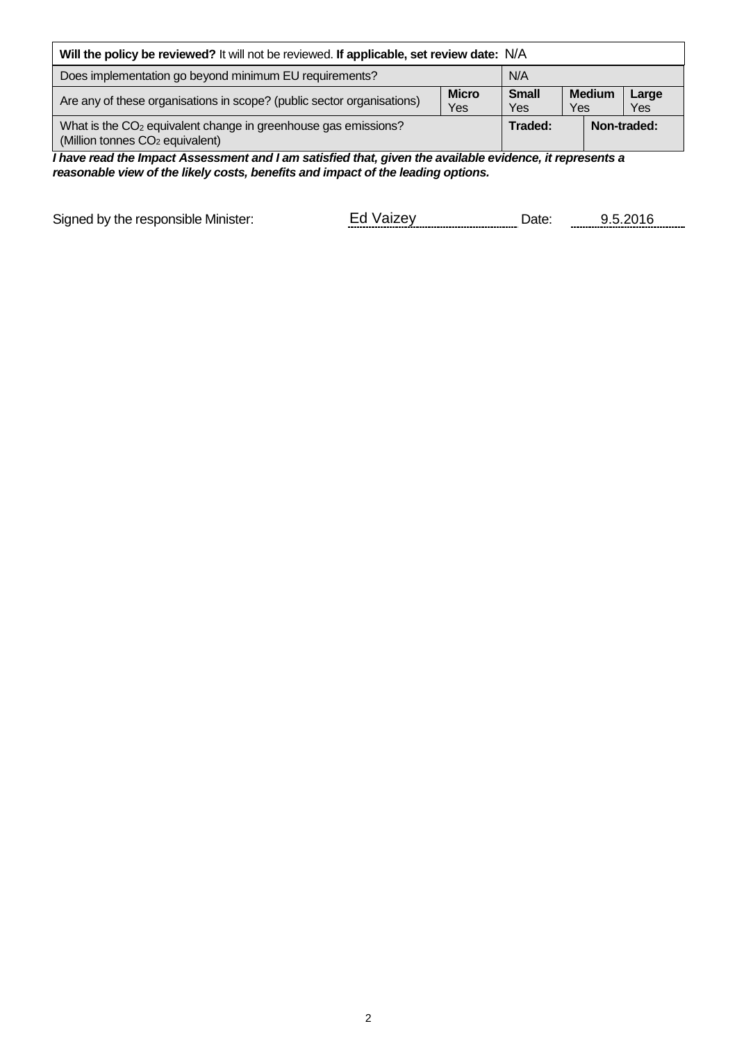| **Will the policy be reviewed?** It will not be reviewed. **If applicable, set review date:** N/A | | | | | |
|---|---|---|---|---|---|
| Does implementation go beyond minimum EU requirements? | | N/A | | | |
| Are any of these organisations in scope? (public sector organisations) | **Micro** Yes | **Small** Yes | **Medium** Yes | | **Large** Yes |
| What is the $CO_2$ equivalent change in greenhouse gas emissions? (Million tonnes $CO_2$ equivalent) | | **Traded:** | | **Non-traded:** | |

***I have read the Impact Assessment and I am satisfied that, given the available evidence, it represents a reasonable view of the likely costs, benefits and impact of the leading options.***

Signed by the responsible Minister: Ed Vaizey Date: 9.5.2016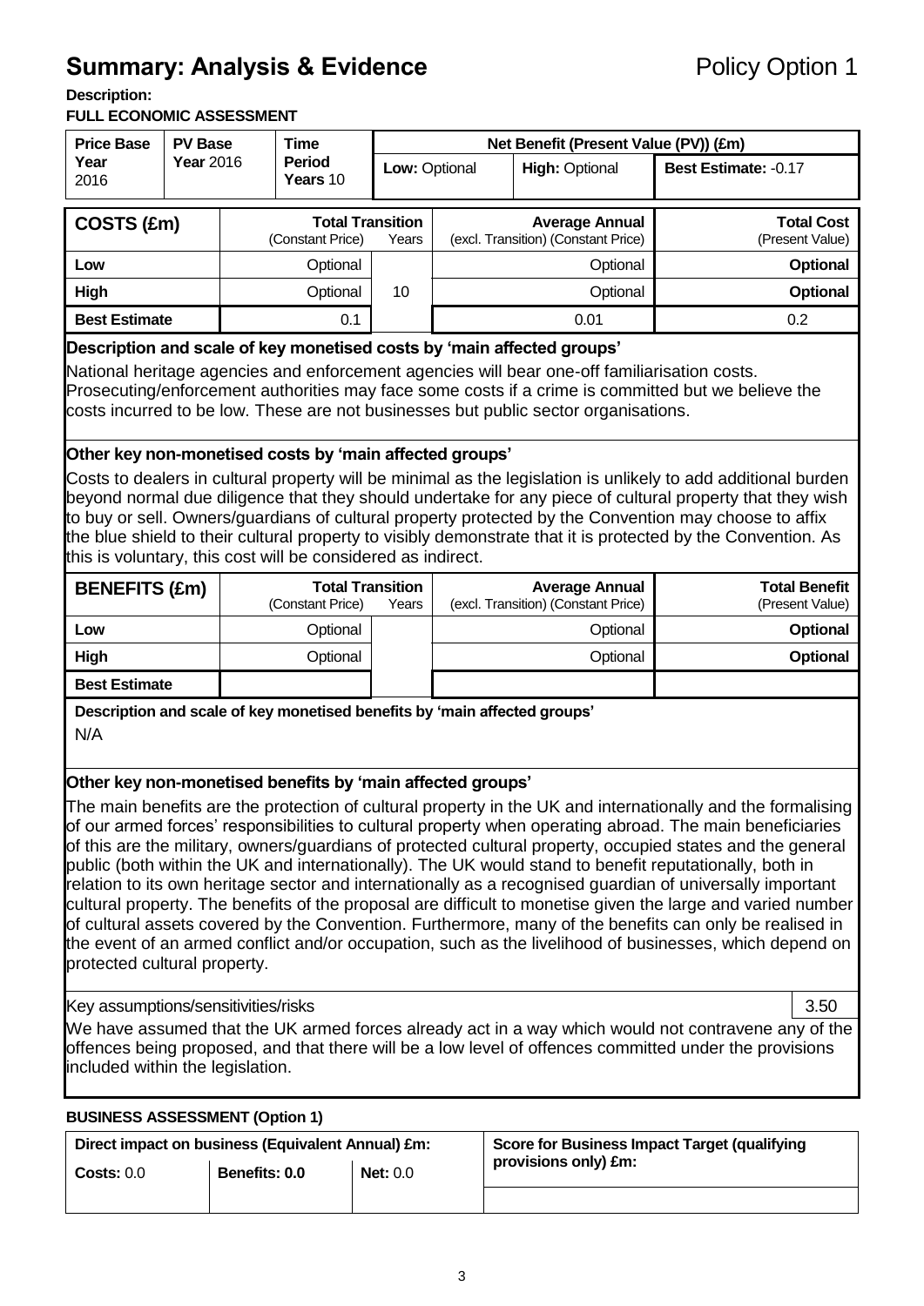# Summary: Analysis & Evidence

Policy Option 1

**Description:**

**FULL ECONOMIC ASSESSMENT**

| Price Base Year 2016 | PV Base Year 2016 | Time Period Years 10 | Net Benefit (Present Value (PV)) (£m) | | |
|---|---|---|---|---|---|
| | | | Low: Optional | High: Optional | Best Estimate: -0.17 |

| COSTS (£m) | Total Transition (Constant Price) | Years | Average Annual (excl. Transition) (Constant Price) | Total Cost (Present Value) |
|---|---|---|---|---|
| Low | Optional | 10 | Optional | **Optional** |
| High | Optional | | Optional | **Optional** |
| Best Estimate | 0.1 | | 0.01 | 0.2 |

**Description and scale of key monetised costs by 'main affected groups'**

National heritage agencies and enforcement agencies will bear one-off familiarisation costs. Prosecuting/enforcement authorities may face some costs if a crime is committed but we believe the costs incurred to be low. These are not businesses but public sector organisations.

**Other key non-monetised costs by 'main affected groups'**

Costs to dealers in cultural property will be minimal as the legislation is unlikely to add additional burden beyond normal due diligence that they should undertake for any piece of cultural property that they wish to buy or sell. Owners/guardians of cultural property protected by the Convention may choose to affix the blue shield to their cultural property to visibly demonstrate that it is protected by the Convention. As this is voluntary, this cost will be considered as indirect.

| BENEFITS (£m) | Total Transition (Constant Price) | Years | Average Annual (excl. Transition) (Constant Price) | Total Benefit (Present Value) |
|---|---|---|---|---|
| Low | Optional | | Optional | **Optional** |
| High | Optional | | Optional | **Optional** |
| Best Estimate | | | | |

**Description and scale of key monetised benefits by 'main affected groups'**

N/A

**Other key non-monetised benefits by 'main affected groups'**

The main benefits are the protection of cultural property in the UK and internationally and the formalising of our armed forces' responsibilities to cultural property when operating abroad. The main beneficiaries of this are the military, owners/guardians of protected cultural property, occupied states and the general public (both within the UK and internationally). The UK would stand to benefit reputationally, both in relation to its own heritage sector and internationally as a recognised guardian of universally important cultural property. The benefits of the proposal are difficult to monetise given the large and varied number of cultural assets covered by the Convention. Furthermore, many of the benefits can only be realised in the event of an armed conflict and/or occupation, such as the livelihood of businesses, which depend on protected cultural property.

Key assumptions/sensitivities/risks | 3.50

We have assumed that the UK armed forces already act in a way which would not contravene any of the offences being proposed, and that there will be a low level of offences committed under the provisions included within the legislation.

**BUSINESS ASSESSMENT (Option 1)**

| Direct impact on business (Equivalent Annual) £m: | | | Score for Business Impact Target (qualifying provisions only) £m: |
|---|---|---|---|
| **Costs:** 0.0 | **Benefits: 0.0** | **Net:** 0.0 | |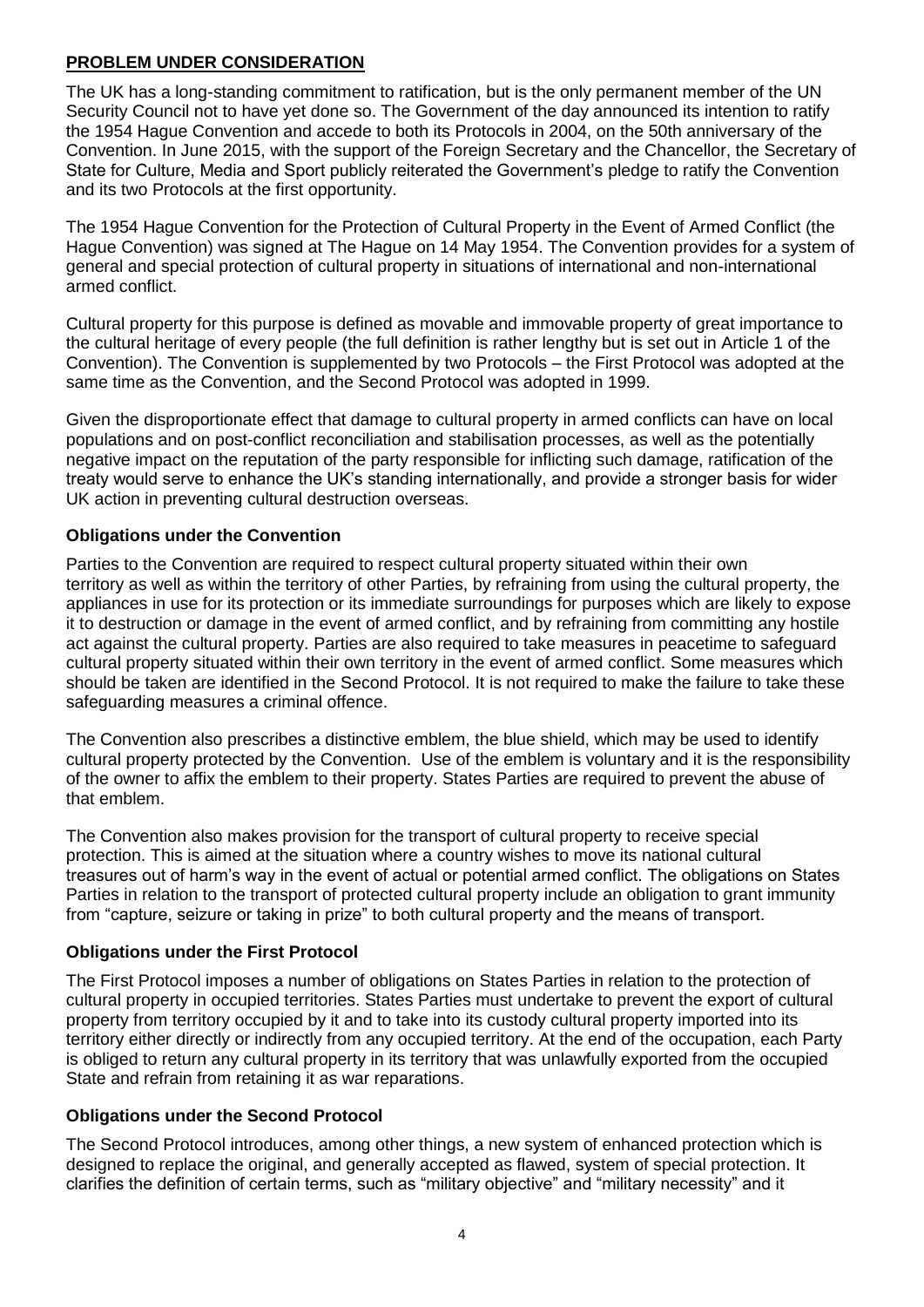## PROBLEM UNDER CONSIDERATION

The UK has a long-standing commitment to ratification, but is the only permanent member of the UN Security Council not to have yet done so. The Government of the day announced its intention to ratify the 1954 Hague Convention and accede to both its Protocols in 2004, on the 50th anniversary of the Convention. In June 2015, with the support of the Foreign Secretary and the Chancellor, the Secretary of State for Culture, Media and Sport publicly reiterated the Government's pledge to ratify the Convention and its two Protocols at the first opportunity.

The 1954 Hague Convention for the Protection of Cultural Property in the Event of Armed Conflict (the Hague Convention) was signed at The Hague on 14 May 1954. The Convention provides for a system of general and special protection of cultural property in situations of international and non-international armed conflict.

Cultural property for this purpose is defined as movable and immovable property of great importance to the cultural heritage of every people (the full definition is rather lengthy but is set out in Article 1 of the Convention). The Convention is supplemented by two Protocols – the First Protocol was adopted at the same time as the Convention, and the Second Protocol was adopted in 1999.

Given the disproportionate effect that damage to cultural property in armed conflicts can have on local populations and on post-conflict reconciliation and stabilisation processes, as well as the potentially negative impact on the reputation of the party responsible for inflicting such damage, ratification of the treaty would serve to enhance the UK's standing internationally, and provide a stronger basis for wider UK action in preventing cultural destruction overseas.

### Obligations under the Convention

Parties to the Convention are required to respect cultural property situated within their own territory as well as within the territory of other Parties, by refraining from using the cultural property, the appliances in use for its protection or its immediate surroundings for purposes which are likely to expose it to destruction or damage in the event of armed conflict, and by refraining from committing any hostile act against the cultural property. Parties are also required to take measures in peacetime to safeguard cultural property situated within their own territory in the event of armed conflict. Some measures which should be taken are identified in the Second Protocol. It is not required to make the failure to take these safeguarding measures a criminal offence.

The Convention also prescribes a distinctive emblem, the blue shield, which may be used to identify cultural property protected by the Convention. Use of the emblem is voluntary and it is the responsibility of the owner to affix the emblem to their property. States Parties are required to prevent the abuse of that emblem.

The Convention also makes provision for the transport of cultural property to receive special protection. This is aimed at the situation where a country wishes to move its national cultural treasures out of harm's way in the event of actual or potential armed conflict. The obligations on States Parties in relation to the transport of protected cultural property include an obligation to grant immunity from "capture, seizure or taking in prize" to both cultural property and the means of transport.

### Obligations under the First Protocol

The First Protocol imposes a number of obligations on States Parties in relation to the protection of cultural property in occupied territories. States Parties must undertake to prevent the export of cultural property from territory occupied by it and to take into its custody cultural property imported into its territory either directly or indirectly from any occupied territory. At the end of the occupation, each Party is obliged to return any cultural property in its territory that was unlawfully exported from the occupied State and refrain from retaining it as war reparations.

### Obligations under the Second Protocol

The Second Protocol introduces, among other things, a new system of enhanced protection which is designed to replace the original, and generally accepted as flawed, system of special protection. It clarifies the definition of certain terms, such as "military objective" and "military necessity" and it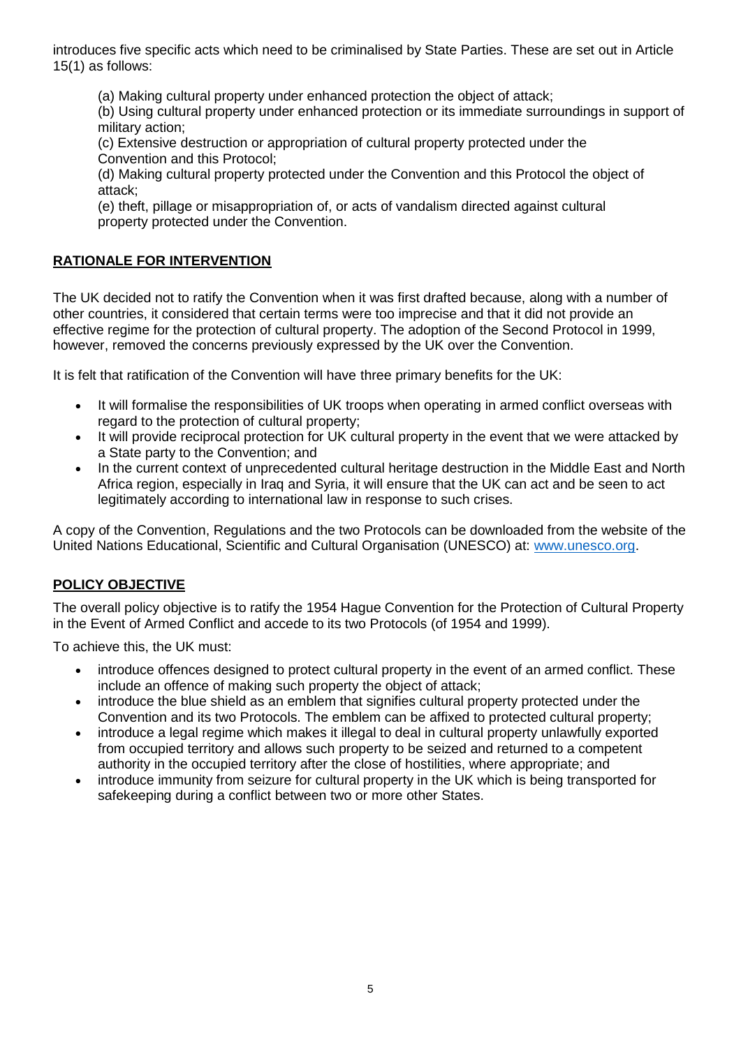introduces five specific acts which need to be criminalised by State Parties. These are set out in Article 15(1) as follows:

(a) Making cultural property under enhanced protection the object of attack;
(b) Using cultural property under enhanced protection or its immediate surroundings in support of military action;
(c) Extensive destruction or appropriation of cultural property protected under the Convention and this Protocol;
(d) Making cultural property protected under the Convention and this Protocol the object of attack;
(e) theft, pillage or misappropriation of, or acts of vandalism directed against cultural property protected under the Convention.

## RATIONALE FOR INTERVENTION

The UK decided not to ratify the Convention when it was first drafted because, along with a number of other countries, it considered that certain terms were too imprecise and that it did not provide an effective regime for the protection of cultural property. The adoption of the Second Protocol in 1999, however, removed the concerns previously expressed by the UK over the Convention.

It is felt that ratification of the Convention will have three primary benefits for the UK:

- It will formalise the responsibilities of UK troops when operating in armed conflict overseas with regard to the protection of cultural property;
- It will provide reciprocal protection for UK cultural property in the event that we were attacked by a State party to the Convention; and
- In the current context of unprecedented cultural heritage destruction in the Middle East and North Africa region, especially in Iraq and Syria, it will ensure that the UK can act and be seen to act legitimately according to international law in response to such crises.

A copy of the Convention, Regulations and the two Protocols can be downloaded from the website of the United Nations Educational, Scientific and Cultural Organisation (UNESCO) at: www.unesco.org.

## POLICY OBJECTIVE

The overall policy objective is to ratify the 1954 Hague Convention for the Protection of Cultural Property in the Event of Armed Conflict and accede to its two Protocols (of 1954 and 1999).

To achieve this, the UK must:

- introduce offences designed to protect cultural property in the event of an armed conflict. These include an offence of making such property the object of attack;
- introduce the blue shield as an emblem that signifies cultural property protected under the Convention and its two Protocols. The emblem can be affixed to protected cultural property;
- introduce a legal regime which makes it illegal to deal in cultural property unlawfully exported from occupied territory and allows such property to be seized and returned to a competent authority in the occupied territory after the close of hostilities, where appropriate; and
- introduce immunity from seizure for cultural property in the UK which is being transported for safekeeping during a conflict between two or more other States.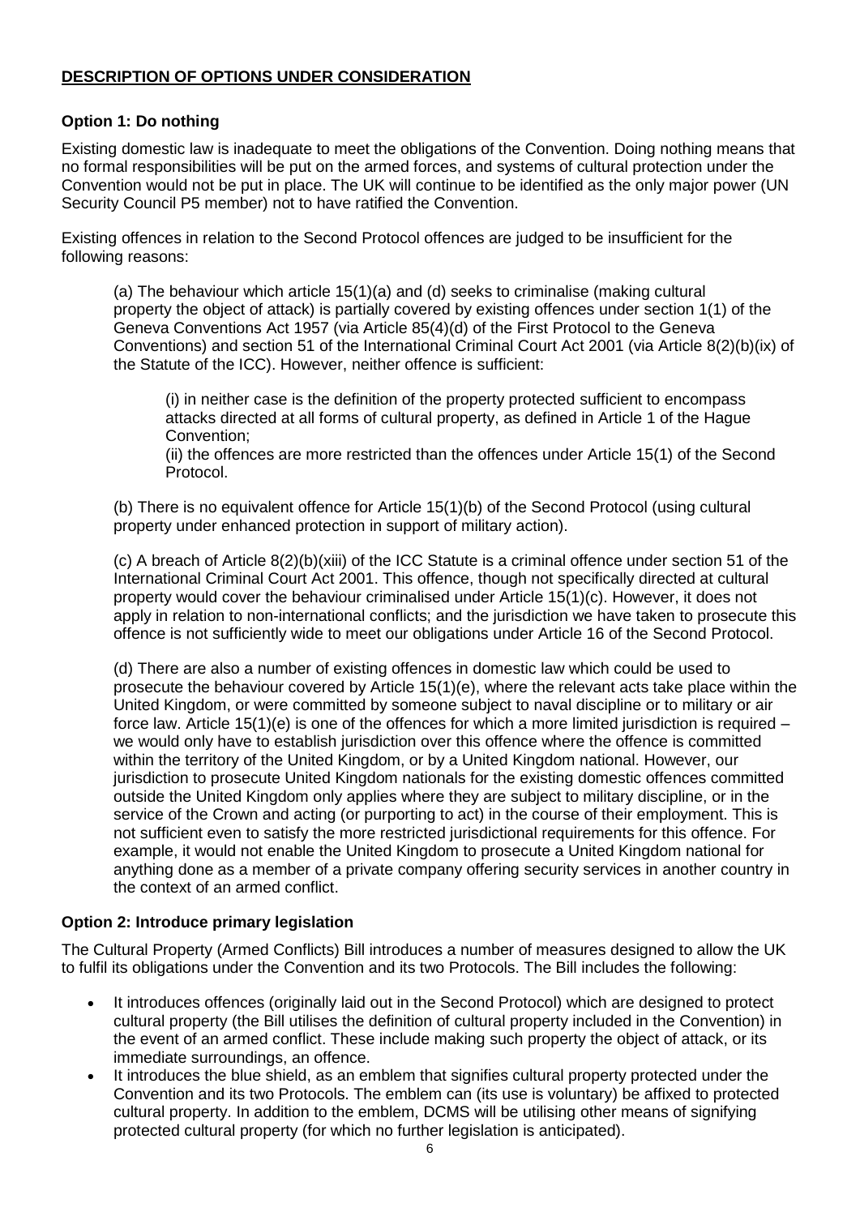## **DESCRIPTION OF OPTIONS UNDER CONSIDERATION**

### **Option 1: Do nothing**

Existing domestic law is inadequate to meet the obligations of the Convention. Doing nothing means that no formal responsibilities will be put on the armed forces, and systems of cultural protection under the Convention would not be put in place. The UK will continue to be identified as the only major power (UN Security Council P5 member) not to have ratified the Convention.

Existing offences in relation to the Second Protocol offences are judged to be insufficient for the following reasons:

(a) The behaviour which article 15(1)(a) and (d) seeks to criminalise (making cultural property the object of attack) is partially covered by existing offences under section 1(1) of the Geneva Conventions Act 1957 (via Article 85(4)(d) of the First Protocol to the Geneva Conventions) and section 51 of the International Criminal Court Act 2001 (via Article 8(2)(b)(ix) of the Statute of the ICC). However, neither offence is sufficient:

> (i) in neither case is the definition of the property protected sufficient to encompass attacks directed at all forms of cultural property, as defined in Article 1 of the Hague Convention;
> (ii) the offences are more restricted than the offences under Article 15(1) of the Second Protocol.

(b) There is no equivalent offence for Article 15(1)(b) of the Second Protocol (using cultural property under enhanced protection in support of military action).

(c) A breach of Article 8(2)(b)(xiii) of the ICC Statute is a criminal offence under section 51 of the International Criminal Court Act 2001. This offence, though not specifically directed at cultural property would cover the behaviour criminalised under Article 15(1)(c). However, it does not apply in relation to non-international conflicts; and the jurisdiction we have taken to prosecute this offence is not sufficiently wide to meet our obligations under Article 16 of the Second Protocol.

(d) There are also a number of existing offences in domestic law which could be used to prosecute the behaviour covered by Article 15(1)(e), where the relevant acts take place within the United Kingdom, or were committed by someone subject to naval discipline or to military or air force law. Article 15(1)(e) is one of the offences for which a more limited jurisdiction is required – we would only have to establish jurisdiction over this offence where the offence is committed within the territory of the United Kingdom, or by a United Kingdom national. However, our jurisdiction to prosecute United Kingdom nationals for the existing domestic offences committed outside the United Kingdom only applies where they are subject to military discipline, or in the service of the Crown and acting (or purporting to act) in the course of their employment. This is not sufficient even to satisfy the more restricted jurisdictional requirements for this offence. For example, it would not enable the United Kingdom to prosecute a United Kingdom national for anything done as a member of a private company offering security services in another country in the context of an armed conflict.

### **Option 2: Introduce primary legislation**

The Cultural Property (Armed Conflicts) Bill introduces a number of measures designed to allow the UK to fulfil its obligations under the Convention and its two Protocols. The Bill includes the following:

- It introduces offences (originally laid out in the Second Protocol) which are designed to protect cultural property (the Bill utilises the definition of cultural property included in the Convention) in the event of an armed conflict. These include making such property the object of attack, or its immediate surroundings, an offence.
- It introduces the blue shield, as an emblem that signifies cultural property protected under the Convention and its two Protocols. The emblem can (its use is voluntary) be affixed to protected cultural property. In addition to the emblem, DCMS will be utilising other means of signifying protected cultural property (for which no further legislation is anticipated).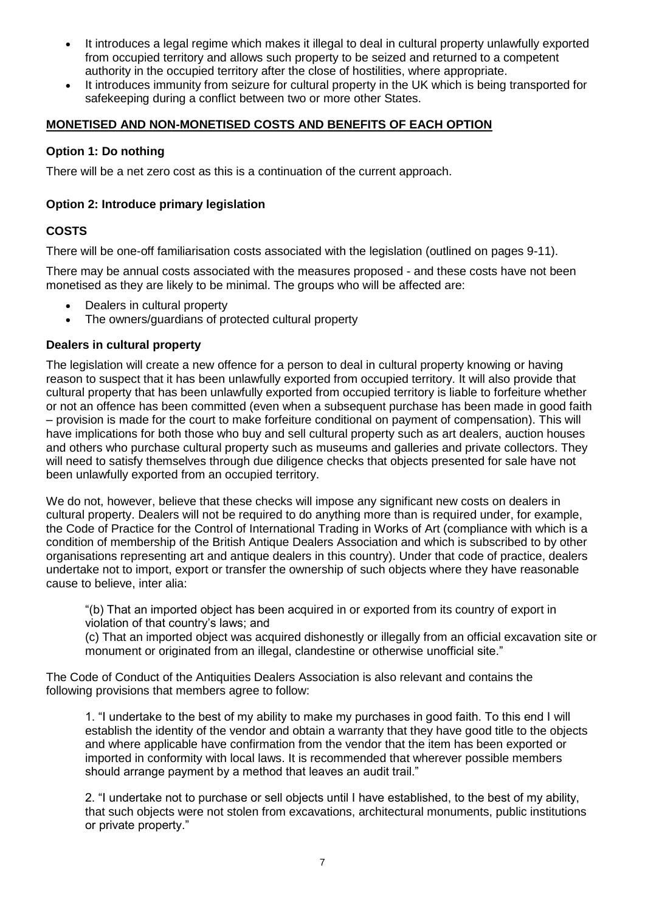- It introduces a legal regime which makes it illegal to deal in cultural property unlawfully exported from occupied territory and allows such property to be seized and returned to a competent authority in the occupied territory after the close of hostilities, where appropriate.
- It introduces immunity from seizure for cultural property in the UK which is being transported for safekeeping during a conflict between two or more other States.

## MONETISED AND NON-MONETISED COSTS AND BENEFITS OF EACH OPTION

### Option 1: Do nothing

There will be a net zero cost as this is a continuation of the current approach.

### Option 2: Introduce primary legislation

### COSTS

There will be one-off familiarisation costs associated with the legislation (outlined on pages 9-11).

There may be annual costs associated with the measures proposed - and these costs have not been monetised as they are likely to be minimal. The groups who will be affected are:

- Dealers in cultural property
- The owners/guardians of protected cultural property

### Dealers in cultural property

The legislation will create a new offence for a person to deal in cultural property knowing or having reason to suspect that it has been unlawfully exported from occupied territory. It will also provide that cultural property that has been unlawfully exported from occupied territory is liable to forfeiture whether or not an offence has been committed (even when a subsequent purchase has been made in good faith – provision is made for the court to make forfeiture conditional on payment of compensation). This will have implications for both those who buy and sell cultural property such as art dealers, auction houses and others who purchase cultural property such as museums and galleries and private collectors. They will need to satisfy themselves through due diligence checks that objects presented for sale have not been unlawfully exported from an occupied territory.

We do not, however, believe that these checks will impose any significant new costs on dealers in cultural property. Dealers will not be required to do anything more than is required under, for example, the Code of Practice for the Control of International Trading in Works of Art (compliance with which is a condition of membership of the British Antique Dealers Association and which is subscribed to by other organisations representing art and antique dealers in this country). Under that code of practice, dealers undertake not to import, export or transfer the ownership of such objects where they have reasonable cause to believe, inter alia:

> "(b) That an imported object has been acquired in or exported from its country of export in violation of that country's laws; and
> (c) That an imported object was acquired dishonestly or illegally from an official excavation site or monument or originated from an illegal, clandestine or otherwise unofficial site."

The Code of Conduct of the Antiquities Dealers Association is also relevant and contains the following provisions that members agree to follow:

> 1. "I undertake to the best of my ability to make my purchases in good faith. To this end I will establish the identity of the vendor and obtain a warranty that they have good title to the objects and where applicable have confirmation from the vendor that the item has been exported or imported in conformity with local laws. It is recommended that wherever possible members should arrange payment by a method that leaves an audit trail."
>
> 2. "I undertake not to purchase or sell objects until I have established, to the best of my ability, that such objects were not stolen from excavations, architectural monuments, public institutions or private property."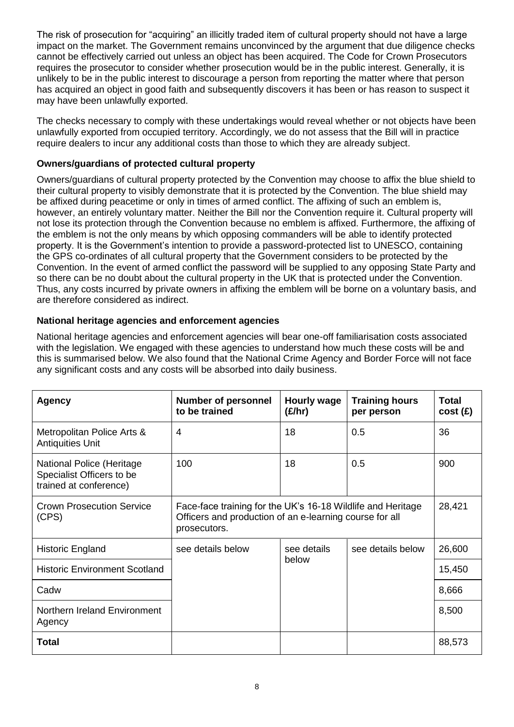The risk of prosecution for "acquiring" an illicitly traded item of cultural property should not have a large impact on the market. The Government remains unconvinced by the argument that due diligence checks cannot be effectively carried out unless an object has been acquired. The Code for Crown Prosecutors requires the prosecutor to consider whether prosecution would be in the public interest. Generally, it is unlikely to be in the public interest to discourage a person from reporting the matter where that person has acquired an object in good faith and subsequently discovers it has been or has reason to suspect it may have been unlawfully exported.

The checks necessary to comply with these undertakings would reveal whether or not objects have been unlawfully exported from occupied territory. Accordingly, we do not assess that the Bill will in practice require dealers to incur any additional costs than those to which they are already subject.

### Owners/guardians of protected cultural property

Owners/guardians of cultural property protected by the Convention may choose to affix the blue shield to their cultural property to visibly demonstrate that it is protected by the Convention. The blue shield may be affixed during peacetime or only in times of armed conflict. The affixing of such an emblem is, however, an entirely voluntary matter. Neither the Bill nor the Convention require it. Cultural property will not lose its protection through the Convention because no emblem is affixed. Furthermore, the affixing of the emblem is not the only means by which opposing commanders will be able to identify protected property. It is the Government's intention to provide a password-protected list to UNESCO, containing the GPS co-ordinates of all cultural property that the Government considers to be protected by the Convention. In the event of armed conflict the password will be supplied to any opposing State Party and so there can be no doubt about the cultural property in the UK that is protected under the Convention. Thus, any costs incurred by private owners in affixing the emblem will be borne on a voluntary basis, and are therefore considered as indirect.

### National heritage agencies and enforcement agencies

National heritage agencies and enforcement agencies will bear one-off familiarisation costs associated with the legislation. We engaged with these agencies to understand how much these costs will be and this is summarised below. We also found that the National Crime Agency and Border Force will not face any significant costs and any costs will be absorbed into daily business.

| Agency | Number of personnel to be trained | Hourly wage (£/hr) | Training hours per person | Total cost (£) |
|---|---|---|---|---|
| Metropolitan Police Arts & Antiquities Unit | 4 | 18 | 0.5 | 36 |
| National Police (Heritage Specialist Officers to be trained at conference) | 100 | 18 | 0.5 | 900 |
| Crown Prosecution Service (CPS) | Face-face training for the UK's 16-18 Wildlife and Heritage Officers and production of an e-learning course for all prosecutors. | | | 28,421 |
| Historic England | see details below | see details below | see details below | 26,600 |
| Historic Environment Scotland | | | | 15,450 |
| Cadw | | | | 8,666 |
| Northern Ireland Environment Agency | | | | 8,500 |
| **Total** | | | | 88,573 |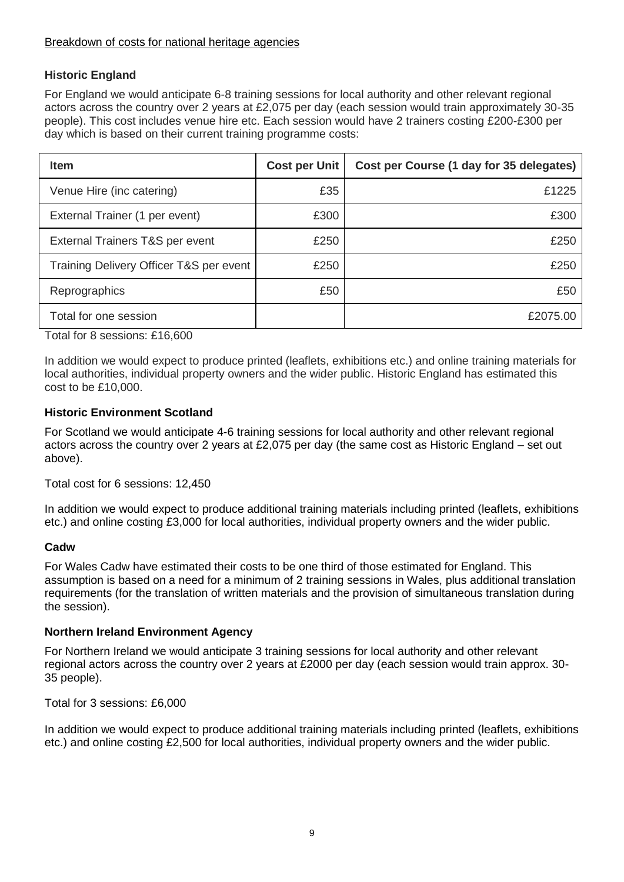Breakdown of costs for national heritage agencies

### Historic England

For England we would anticipate 6-8 training sessions for local authority and other relevant regional actors across the country over 2 years at £2,075 per day (each session would train approximately 30-35 people). This cost includes venue hire etc. Each session would have 2 trainers costing £200-£300 per day which is based on their current training programme costs:

| Item | Cost per Unit | Cost per Course (1 day for 35 delegates) |
|---|---|---|
| Venue Hire (inc catering) | £35 | £1225 |
| External Trainer (1 per event) | £300 | £300 |
| External Trainers T&S per event | £250 | £250 |
| Training Delivery Officer T&S per event | £250 | £250 |
| Reprographics | £50 | £50 |
| Total for one session | | £2075.00 |

Total for 8 sessions: £16,600

In addition we would expect to produce printed (leaflets, exhibitions etc.) and online training materials for local authorities, individual property owners and the wider public. Historic England has estimated this cost to be £10,000.

### Historic Environment Scotland

For Scotland we would anticipate 4-6 training sessions for local authority and other relevant regional actors across the country over 2 years at £2,075 per day (the same cost as Historic England – set out above).

Total cost for 6 sessions: 12,450

In addition we would expect to produce additional training materials including printed (leaflets, exhibitions etc.) and online costing £3,000 for local authorities, individual property owners and the wider public.

### Cadw

For Wales Cadw have estimated their costs to be one third of those estimated for England. This assumption is based on a need for a minimum of 2 training sessions in Wales, plus additional translation requirements (for the translation of written materials and the provision of simultaneous translation during the session).

### Northern Ireland Environment Agency

For Northern Ireland we would anticipate 3 training sessions for local authority and other relevant regional actors across the country over 2 years at £2000 per day (each session would train approx. 30-35 people).

Total for 3 sessions: £6,000

In addition we would expect to produce additional training materials including printed (leaflets, exhibitions etc.) and online costing £2,500 for local authorities, individual property owners and the wider public.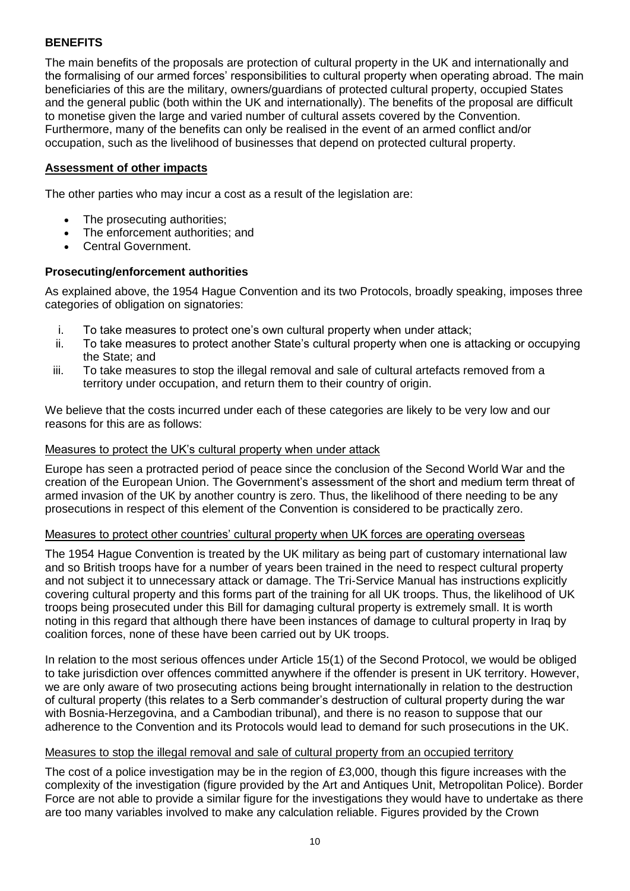## BENEFITS

The main benefits of the proposals are protection of cultural property in the UK and internationally and the formalising of our armed forces' responsibilities to cultural property when operating abroad. The main beneficiaries of this are the military, owners/guardians of protected cultural property, occupied States and the general public (both within the UK and internationally). The benefits of the proposal are difficult to monetise given the large and varied number of cultural assets covered by the Convention. Furthermore, many of the benefits can only be realised in the event of an armed conflict and/or occupation, such as the livelihood of businesses that depend on protected cultural property.

### Assessment of other impacts

The other parties who may incur a cost as a result of the legislation are:

- The prosecuting authorities;
- The enforcement authorities; and
- Central Government.

### Prosecuting/enforcement authorities

As explained above, the 1954 Hague Convention and its two Protocols, broadly speaking, imposes three categories of obligation on signatories:

i. To take measures to protect one's own cultural property when under attack;
ii. To take measures to protect another State's cultural property when one is attacking or occupying the State; and
iii. To take measures to stop the illegal removal and sale of cultural artefacts removed from a territory under occupation, and return them to their country of origin.

We believe that the costs incurred under each of these categories are likely to be very low and our reasons for this are as follows:

#### Measures to protect the UK's cultural property when under attack

Europe has seen a protracted period of peace since the conclusion of the Second World War and the creation of the European Union. The Government's assessment of the short and medium term threat of armed invasion of the UK by another country is zero. Thus, the likelihood of there needing to be any prosecutions in respect of this element of the Convention is considered to be practically zero.

#### Measures to protect other countries' cultural property when UK forces are operating overseas

The 1954 Hague Convention is treated by the UK military as being part of customary international law and so British troops have for a number of years been trained in the need to respect cultural property and not subject it to unnecessary attack or damage. The Tri-Service Manual has instructions explicitly covering cultural property and this forms part of the training for all UK troops. Thus, the likelihood of UK troops being prosecuted under this Bill for damaging cultural property is extremely small. It is worth noting in this regard that although there have been instances of damage to cultural property in Iraq by coalition forces, none of these have been carried out by UK troops.

In relation to the most serious offences under Article 15(1) of the Second Protocol, we would be obliged to take jurisdiction over offences committed anywhere if the offender is present in UK territory. However, we are only aware of two prosecuting actions being brought internationally in relation to the destruction of cultural property (this relates to a Serb commander's destruction of cultural property during the war with Bosnia-Herzegovina, and a Cambodian tribunal), and there is no reason to suppose that our adherence to the Convention and its Protocols would lead to demand for such prosecutions in the UK.

#### Measures to stop the illegal removal and sale of cultural property from an occupied territory

The cost of a police investigation may be in the region of £3,000, though this figure increases with the complexity of the investigation (figure provided by the Art and Antiques Unit, Metropolitan Police). Border Force are not able to provide a similar figure for the investigations they would have to undertake as there are too many variables involved to make any calculation reliable. Figures provided by the Crown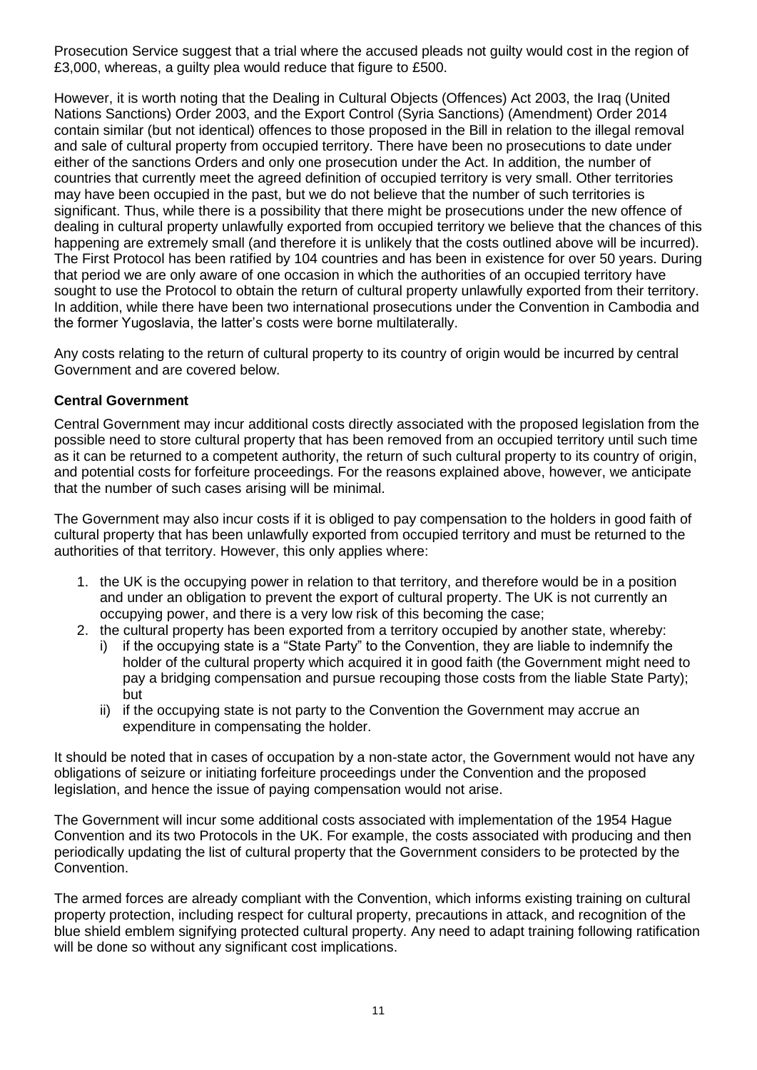Prosecution Service suggest that a trial where the accused pleads not guilty would cost in the region of £3,000, whereas, a guilty plea would reduce that figure to £500.

However, it is worth noting that the Dealing in Cultural Objects (Offences) Act 2003, the Iraq (United Nations Sanctions) Order 2003, and the Export Control (Syria Sanctions) (Amendment) Order 2014 contain similar (but not identical) offences to those proposed in the Bill in relation to the illegal removal and sale of cultural property from occupied territory. There have been no prosecutions to date under either of the sanctions Orders and only one prosecution under the Act. In addition, the number of countries that currently meet the agreed definition of occupied territory is very small. Other territories may have been occupied in the past, but we do not believe that the number of such territories is significant. Thus, while there is a possibility that there might be prosecutions under the new offence of dealing in cultural property unlawfully exported from occupied territory we believe that the chances of this happening are extremely small (and therefore it is unlikely that the costs outlined above will be incurred). The First Protocol has been ratified by 104 countries and has been in existence for over 50 years. During that period we are only aware of one occasion in which the authorities of an occupied territory have sought to use the Protocol to obtain the return of cultural property unlawfully exported from their territory. In addition, while there have been two international prosecutions under the Convention in Cambodia and the former Yugoslavia, the latter's costs were borne multilaterally.

Any costs relating to the return of cultural property to its country of origin would be incurred by central Government and are covered below.

**Central Government**

Central Government may incur additional costs directly associated with the proposed legislation from the possible need to store cultural property that has been removed from an occupied territory until such time as it can be returned to a competent authority, the return of such cultural property to its country of origin, and potential costs for forfeiture proceedings. For the reasons explained above, however, we anticipate that the number of such cases arising will be minimal.

The Government may also incur costs if it is obliged to pay compensation to the holders in good faith of cultural property that has been unlawfully exported from occupied territory and must be returned to the authorities of that territory. However, this only applies where:

1. the UK is the occupying power in relation to that territory, and therefore would be in a position and under an obligation to prevent the export of cultural property. The UK is not currently an occupying power, and there is a very low risk of this becoming the case;
2. the cultural property has been exported from a territory occupied by another state, whereby:
   i) if the occupying state is a "State Party" to the Convention, they are liable to indemnify the holder of the cultural property which acquired it in good faith (the Government might need to pay a bridging compensation and pursue recouping those costs from the liable State Party); but
   ii) if the occupying state is not party to the Convention the Government may accrue an expenditure in compensating the holder.

It should be noted that in cases of occupation by a non-state actor, the Government would not have any obligations of seizure or initiating forfeiture proceedings under the Convention and the proposed legislation, and hence the issue of paying compensation would not arise.

The Government will incur some additional costs associated with implementation of the 1954 Hague Convention and its two Protocols in the UK. For example, the costs associated with producing and then periodically updating the list of cultural property that the Government considers to be protected by the Convention.

The armed forces are already compliant with the Convention, which informs existing training on cultural property protection, including respect for cultural property, precautions in attack, and recognition of the blue shield emblem signifying protected cultural property. Any need to adapt training following ratification will be done so without any significant cost implications.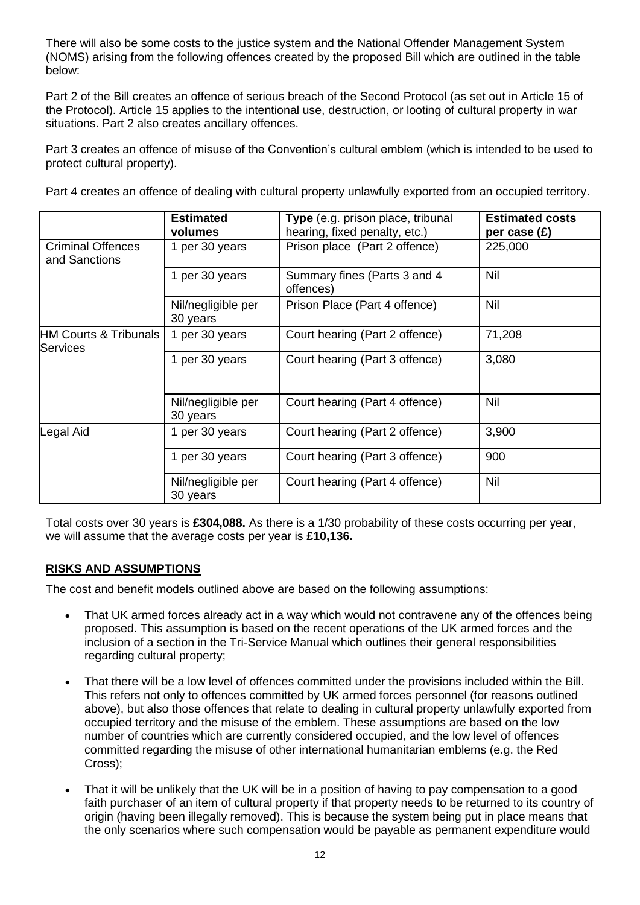There will also be some costs to the justice system and the National Offender Management System (NOMS) arising from the following offences created by the proposed Bill which are outlined in the table below:

Part 2 of the Bill creates an offence of serious breach of the Second Protocol (as set out in Article 15 of the Protocol). Article 15 applies to the intentional use, destruction, or looting of cultural property in war situations. Part 2 also creates ancillary offences.

Part 3 creates an offence of misuse of the Convention's cultural emblem (which is intended to be used to protect cultural property).

Part 4 creates an offence of dealing with cultural property unlawfully exported from an occupied territory.

| | **Estimated volumes** | **Type** (e.g. prison place, tribunal hearing, fixed penalty, etc.) | **Estimated costs per case (£)** |
|---|---|---|---|
| Criminal Offences and Sanctions | 1 per 30 years | Prison place (Part 2 offence) | 225,000 |
| | 1 per 30 years | Summary fines (Parts 3 and 4 offences) | Nil |
| | Nil/negligible per 30 years | Prison Place (Part 4 offence) | Nil |
| HM Courts & Tribunals Services | 1 per 30 years | Court hearing (Part 2 offence) | 71,208 |
| | 1 per 30 years | Court hearing (Part 3 offence) | 3,080 |
| | Nil/negligible per 30 years | Court hearing (Part 4 offence) | Nil |
| Legal Aid | 1 per 30 years | Court hearing (Part 2 offence) | 3,900 |
| | 1 per 30 years | Court hearing (Part 3 offence) | 900 |
| | Nil/negligible per 30 years | Court hearing (Part 4 offence) | Nil |

Total costs over 30 years is **£304,088.** As there is a 1/30 probability of these costs occurring per year, we will assume that the average costs per year is **£10,136.**

## RISKS AND ASSUMPTIONS

The cost and benefit models outlined above are based on the following assumptions:

- That UK armed forces already act in a way which would not contravene any of the offences being proposed. This assumption is based on the recent operations of the UK armed forces and the inclusion of a section in the Tri-Service Manual which outlines their general responsibilities regarding cultural property;
- That there will be a low level of offences committed under the provisions included within the Bill. This refers not only to offences committed by UK armed forces personnel (for reasons outlined above), but also those offences that relate to dealing in cultural property unlawfully exported from occupied territory and the misuse of the emblem. These assumptions are based on the low number of countries which are currently considered occupied, and the low level of offences committed regarding the misuse of other international humanitarian emblems (e.g. the Red Cross);
- That it will be unlikely that the UK will be in a position of having to pay compensation to a good faith purchaser of an item of cultural property if that property needs to be returned to its country of origin (having been illegally removed). This is because the system being put in place means that the only scenarios where such compensation would be payable as permanent expenditure would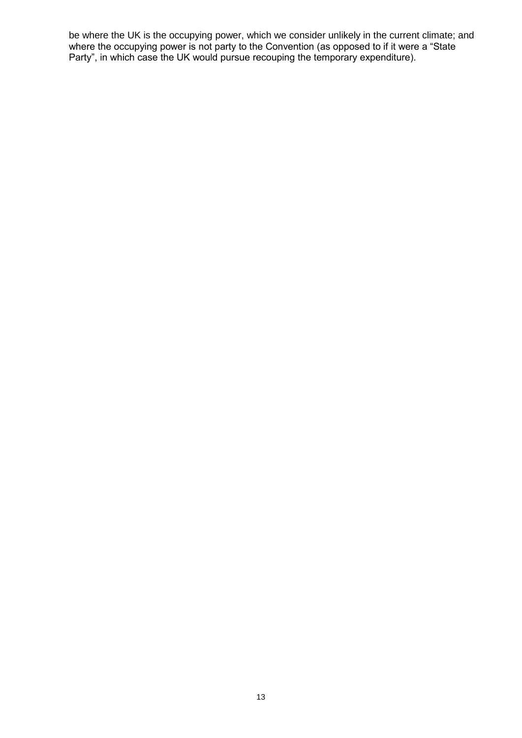be where the UK is the occupying power, which we consider unlikely in the current climate; and where the occupying power is not party to the Convention (as opposed to if it were a "State Party", in which case the UK would pursue recouping the temporary expenditure).